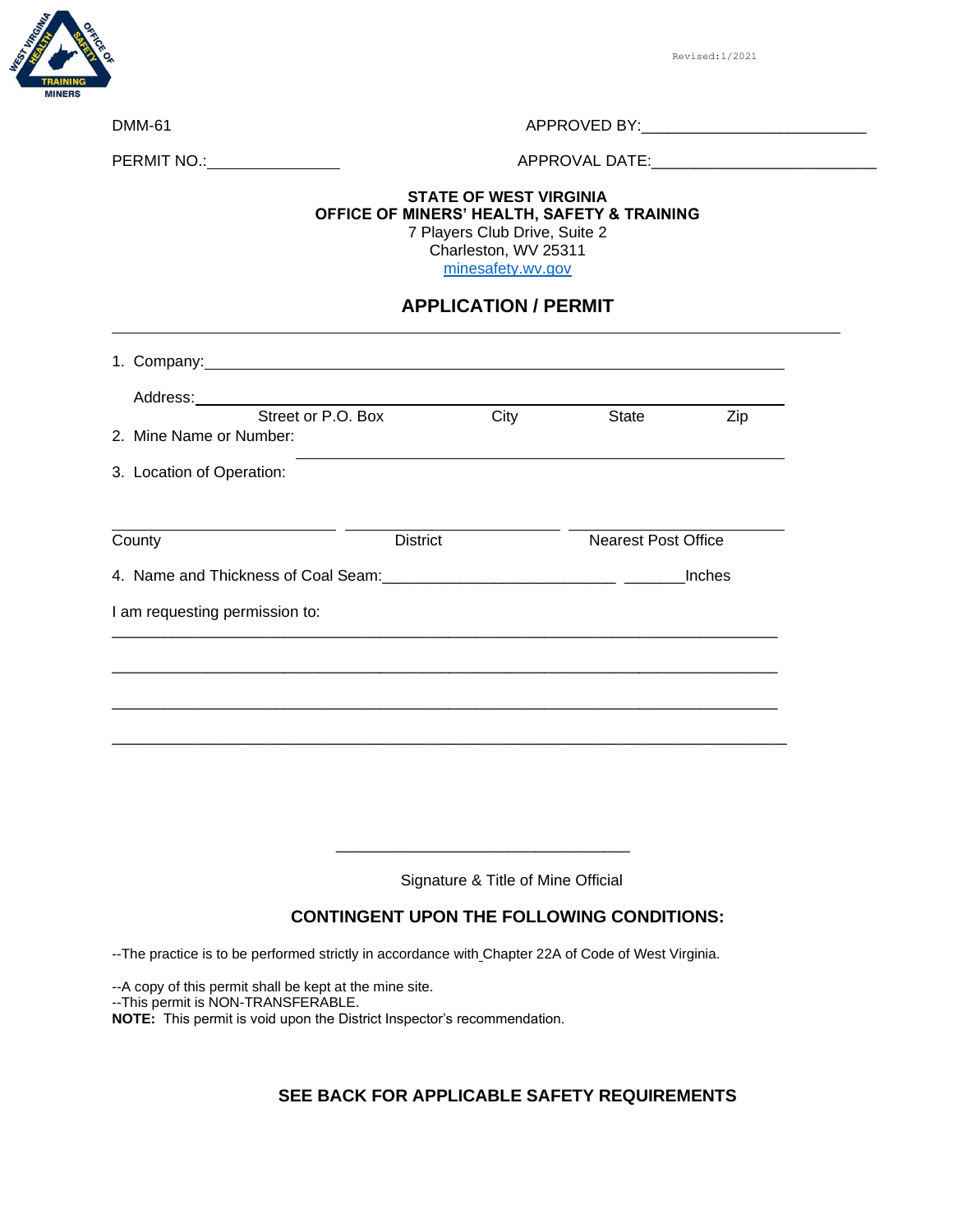Revised:1/2021

DMM-61

APPROVED BY:___________________________

PERMIT NO.:________________

APPROVAL DATE:___________________________

**STATE OF WEST VIRGINIA**
**OFFICE OF MINERS' HEALTH, SAFETY & TRAINING**
7 Players Club Drive, Suite 2
Charleston, WV 25311
minesafety.wv.gov

## APPLICATION / PERMIT

1. Company: ____________________________________________________________

   Address: ____________________________________________________________
   Street or P.O. Box          City          State          Zip

2. Mine Name or Number: ______________________________________________

3. Location of Operation:

________________________ ________________________ ________________________
County          District          Nearest Post Office

4. Name and Thickness of Coal Seam:___________________________ _______Inches

I am requesting permission to:

________________________________________________________________________________

________________________________________________________________________________

________________________________________________________________________________

________________________________________________________________________________

__________________________________

Signature & Title of Mine Official

### CONTINGENT UPON THE FOLLOWING CONDITIONS:

--The practice is to be performed strictly in accordance with Chapter 22A of Code of West Virginia.

--A copy of this permit shall be kept at the mine site.
--This permit is NON-TRANSFERABLE.
**NOTE:** This permit is void upon the District Inspector's recommendation.

### SEE BACK FOR APPLICABLE SAFETY REQUIREMENTS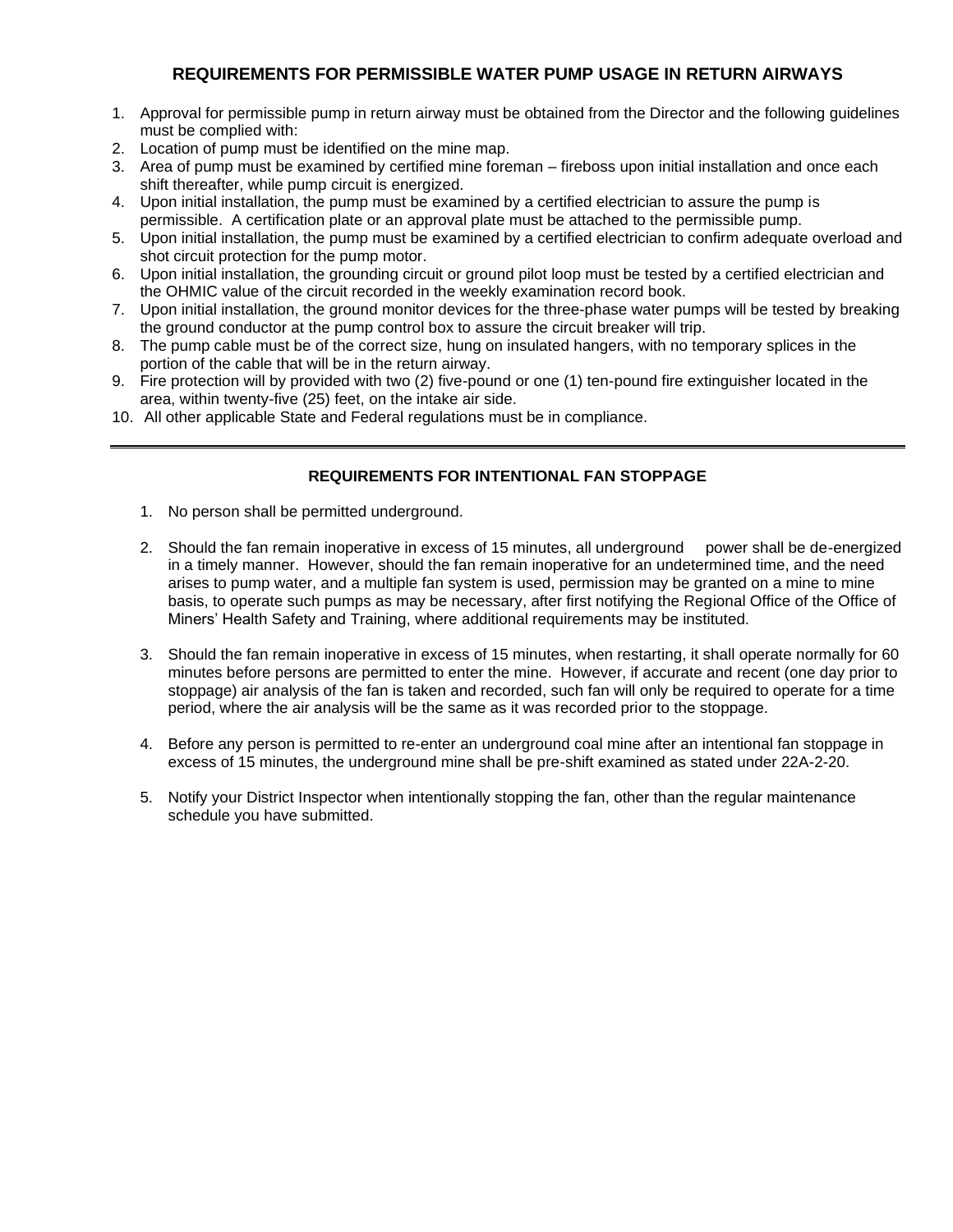## REQUIREMENTS FOR PERMISSIBLE WATER PUMP USAGE IN RETURN AIRWAYS

1. Approval for permissible pump in return airway must be obtained from the Director and the following guidelines must be complied with:
2. Location of pump must be identified on the mine map.
3. Area of pump must be examined by certified mine foreman – fireboss upon initial installation and once each shift thereafter, while pump circuit is energized.
4. Upon initial installation, the pump must be examined by a certified electrician to assure the pump is permissible. A certification plate or an approval plate must be attached to the permissible pump.
5. Upon initial installation, the pump must be examined by a certified electrician to confirm adequate overload and shot circuit protection for the pump motor.
6. Upon initial installation, the grounding circuit or ground pilot loop must be tested by a certified electrician and the OHMIC value of the circuit recorded in the weekly examination record book.
7. Upon initial installation, the ground monitor devices for the three-phase water pumps will be tested by breaking the ground conductor at the pump control box to assure the circuit breaker will trip.
8. The pump cable must be of the correct size, hung on insulated hangers, with no temporary splices in the portion of the cable that will be in the return airway.
9. Fire protection will by provided with two (2) five-pound or one (1) ten-pound fire extinguisher located in the area, within twenty-five (25) feet, on the intake air side.
10. All other applicable State and Federal regulations must be in compliance.

---

## REQUIREMENTS FOR INTENTIONAL FAN STOPPAGE

1. No person shall be permitted underground.

2. Should the fan remain inoperative in excess of 15 minutes, all underground power shall be de-energized in a timely manner. However, should the fan remain inoperative for an undetermined time, and the need arises to pump water, and a multiple fan system is used, permission may be granted on a mine to mine basis, to operate such pumps as may be necessary, after first notifying the Regional Office of the Office of Miners' Health Safety and Training, where additional requirements may be instituted.

3. Should the fan remain inoperative in excess of 15 minutes, when restarting, it shall operate normally for 60 minutes before persons are permitted to enter the mine. However, if accurate and recent (one day prior to stoppage) air analysis of the fan is taken and recorded, such fan will only be required to operate for a time period, where the air analysis will be the same as it was recorded prior to the stoppage.

4. Before any person is permitted to re-enter an underground coal mine after an intentional fan stoppage in excess of 15 minutes, the underground mine shall be pre-shift examined as stated under 22A-2-20.

5. Notify your District Inspector when intentionally stopping the fan, other than the regular maintenance schedule you have submitted.